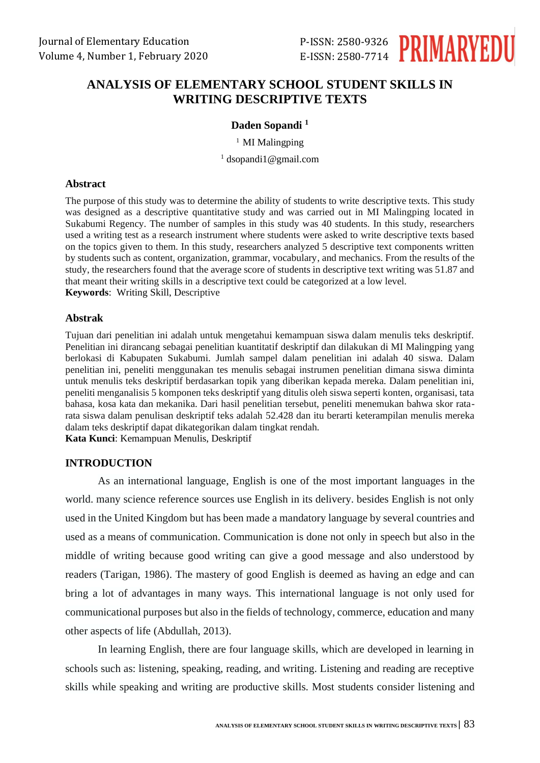# ANALYSIS OF ELEMENTARY SCHOOL STUDENT SKILLS IN WRITING DESCRIPTIVE TEXTS

**Daden Sopandi [1]**

[1] MI Malingping

[1] dsopandi1@gmail.com

## Abstract

The purpose of this study was to determine the ability of students to write descriptive texts. This study was designed as a descriptive quantitative study and was carried out in MI Malingping located in Sukabumi Regency. The number of samples in this study was 40 students. In this study, researchers used a writing test as a research instrument where students were asked to write descriptive texts based on the topics given to them. In this study, researchers analyzed 5 descriptive text components written by students such as content, organization, grammar, vocabulary, and mechanics. From the results of the study, the researchers found that the average score of students in descriptive text writing was 51.87 and that meant their writing skills in a descriptive text could be categorized at a low level.

**Keywords**: Writing Skill, Descriptive

## Abstrak

Tujuan dari penelitian ini adalah untuk mengetahui kemampuan siswa dalam menulis teks deskriptif. Penelitian ini dirancang sebagai penelitian kuantitatif deskriptif dan dilakukan di MI Malingping yang berlokasi di Kabupaten Sukabumi. Jumlah sampel dalam penelitian ini adalah 40 siswa. Dalam penelitian ini, peneliti menggunakan tes menulis sebagai instrumen penelitian dimana siswa diminta untuk menulis teks deskriptif berdasarkan topik yang diberikan kepada mereka. Dalam penelitian ini, peneliti menganalisis 5 komponen teks deskriptif yang ditulis oleh siswa seperti konten, organisasi, tata bahasa, kosa kata dan mekanika. Dari hasil penelitian tersebut, peneliti menemukan bahwa skor rata-rata siswa dalam penulisan deskriptif teks adalah 52.428 dan itu berarti keterampilan menulis mereka dalam teks deskriptif dapat dikategorikan dalam tingkat rendah.

**Kata Kunci**: Kemampuan Menulis, Deskriptif

## INTRODUCTION

As an international language, English is one of the most important languages in the world. many science reference sources use English in its delivery. besides English is not only used in the United Kingdom but has been made a mandatory language by several countries and used as a means of communication. Communication is done not only in speech but also in the middle of writing because good writing can give a good message and also understood by readers (Tarigan, 1986). The mastery of good English is deemed as having an edge and can bring a lot of advantages in many ways. This international language is not only used for communicational purposes but also in the fields of technology, commerce, education and many other aspects of life (Abdullah, 2013).

In learning English, there are four language skills, which are developed in learning in schools such as: listening, speaking, reading, and writing. Listening and reading are receptive skills while speaking and writing are productive skills. Most students consider listening and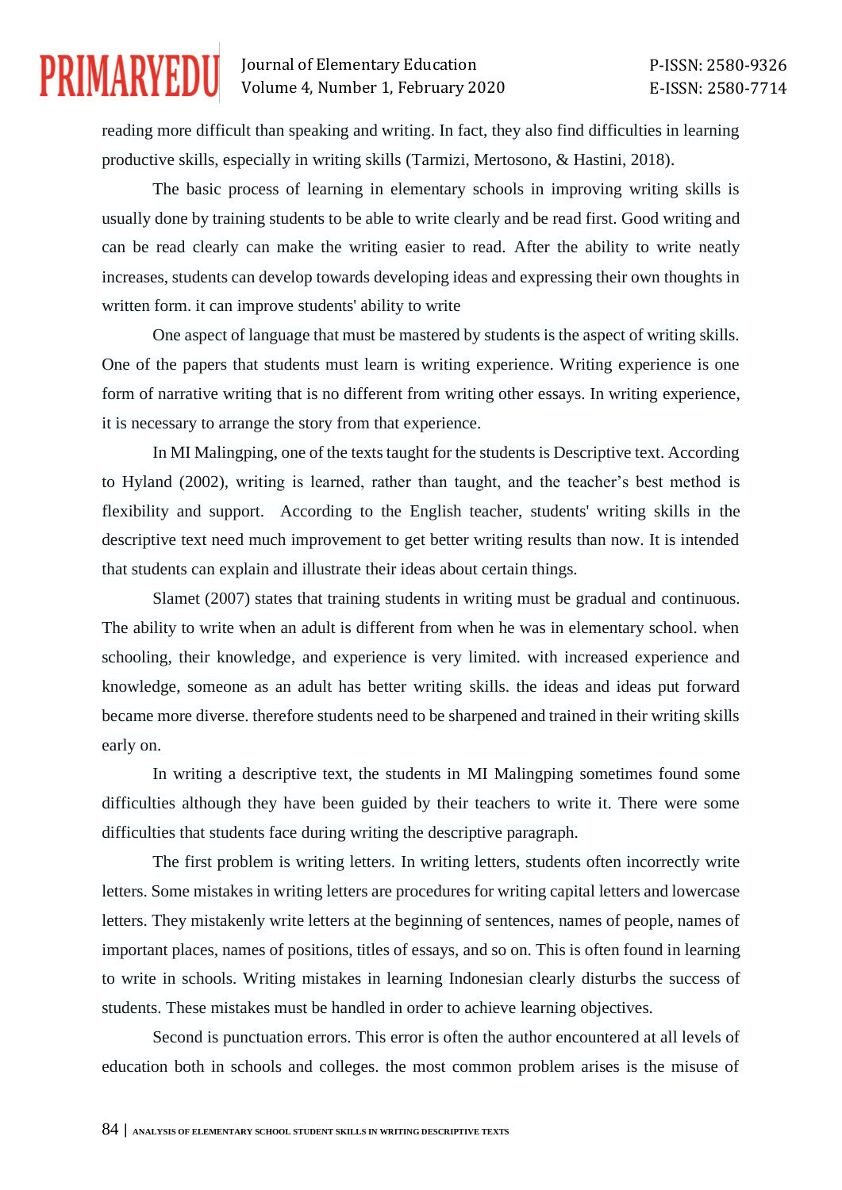reading more difficult than speaking and writing. In fact, they also find difficulties in learning productive skills, especially in writing skills (Tarmizi, Mertosono, & Hastini, 2018).

The basic process of learning in elementary schools in improving writing skills is usually done by training students to be able to write clearly and be read first. Good writing and can be read clearly can make the writing easier to read. After the ability to write neatly increases, students can develop towards developing ideas and expressing their own thoughts in written form. it can improve students' ability to write

One aspect of language that must be mastered by students is the aspect of writing skills. One of the papers that students must learn is writing experience. Writing experience is one form of narrative writing that is no different from writing other essays. In writing experience, it is necessary to arrange the story from that experience.

In MI Malingping, one of the texts taught for the students is Descriptive text. According to Hyland (2002), writing is learned, rather than taught, and the teacher's best method is flexibility and support. According to the English teacher, students' writing skills in the descriptive text need much improvement to get better writing results than now. It is intended that students can explain and illustrate their ideas about certain things.

Slamet (2007) states that training students in writing must be gradual and continuous. The ability to write when an adult is different from when he was in elementary school. when schooling, their knowledge, and experience is very limited. with increased experience and knowledge, someone as an adult has better writing skills. the ideas and ideas put forward became more diverse. therefore students need to be sharpened and trained in their writing skills early on.

In writing a descriptive text, the students in MI Malingping sometimes found some difficulties although they have been guided by their teachers to write it. There were some difficulties that students face during writing the descriptive paragraph.

The first problem is writing letters. In writing letters, students often incorrectly write letters. Some mistakes in writing letters are procedures for writing capital letters and lowercase letters. They mistakenly write letters at the beginning of sentences, names of people, names of important places, names of positions, titles of essays, and so on. This is often found in learning to write in schools. Writing mistakes in learning Indonesian clearly disturbs the success of students. These mistakes must be handled in order to achieve learning objectives.

Second is punctuation errors. This error is often the author encountered at all levels of education both in schools and colleges. the most common problem arises is the misuse of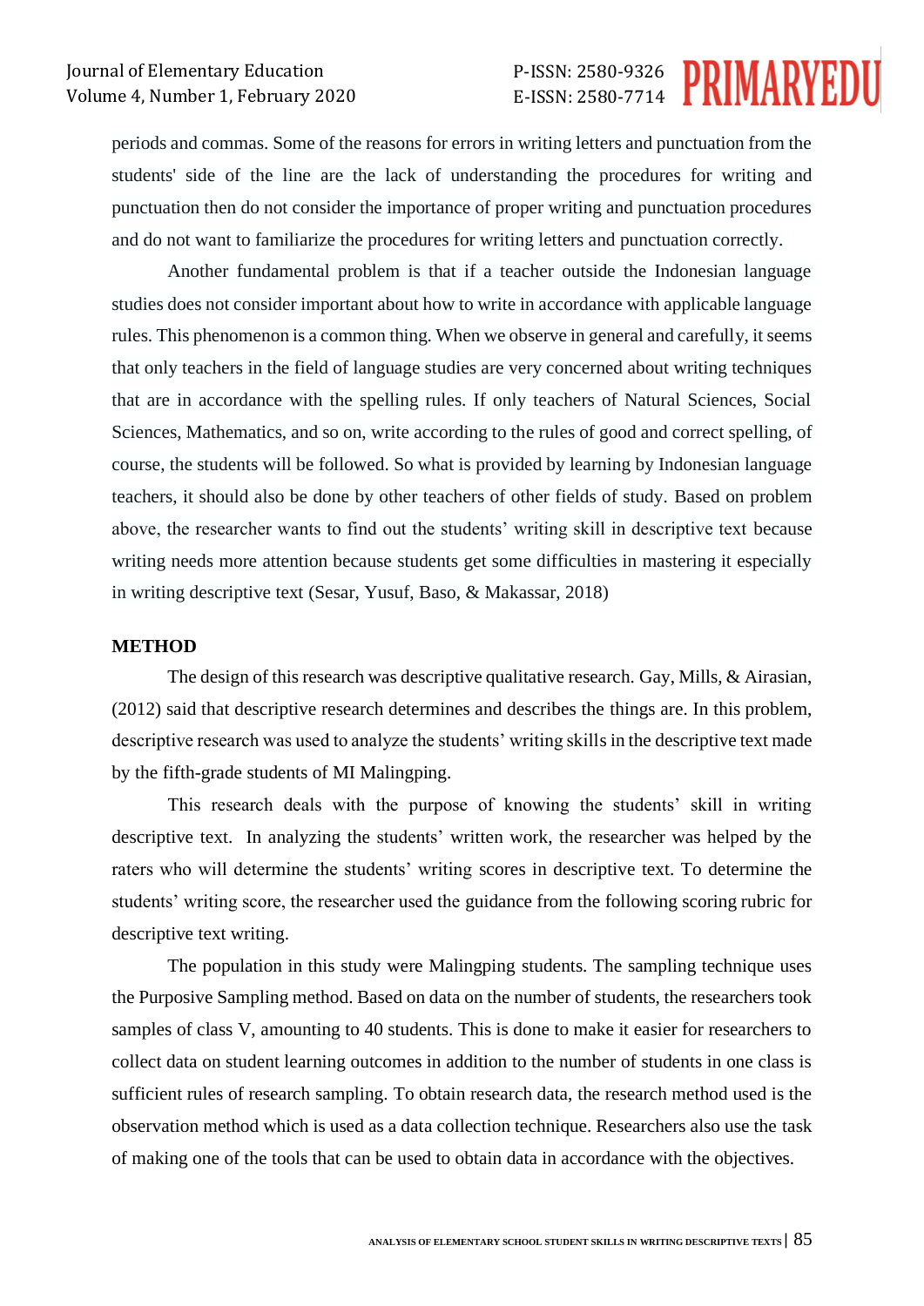periods and commas. Some of the reasons for errors in writing letters and punctuation from the students' side of the line are the lack of understanding the procedures for writing and punctuation then do not consider the importance of proper writing and punctuation procedures and do not want to familiarize the procedures for writing letters and punctuation correctly.

Another fundamental problem is that if a teacher outside the Indonesian language studies does not consider important about how to write in accordance with applicable language rules. This phenomenon is a common thing. When we observe in general and carefully, it seems that only teachers in the field of language studies are very concerned about writing techniques that are in accordance with the spelling rules. If only teachers of Natural Sciences, Social Sciences, Mathematics, and so on, write according to the rules of good and correct spelling, of course, the students will be followed. So what is provided by learning by Indonesian language teachers, it should also be done by other teachers of other fields of study. Based on problem above, the researcher wants to find out the students' writing skill in descriptive text because writing needs more attention because students get some difficulties in mastering it especially in writing descriptive text (Sesar, Yusuf, Baso, & Makassar, 2018)

## METHOD

The design of this research was descriptive qualitative research. Gay, Mills, & Airasian, (2012) said that descriptive research determines and describes the things are. In this problem, descriptive research was used to analyze the students' writing skills in the descriptive text made by the fifth-grade students of MI Malingping.

This research deals with the purpose of knowing the students' skill in writing descriptive text. In analyzing the students' written work, the researcher was helped by the raters who will determine the students' writing scores in descriptive text. To determine the students' writing score, the researcher used the guidance from the following scoring rubric for descriptive text writing.

The population in this study were Malingping students. The sampling technique uses the Purposive Sampling method. Based on data on the number of students, the researchers took samples of class V, amounting to 40 students. This is done to make it easier for researchers to collect data on student learning outcomes in addition to the number of students in one class is sufficient rules of research sampling. To obtain research data, the research method used is the observation method which is used as a data collection technique. Researchers also use the task of making one of the tools that can be used to obtain data in accordance with the objectives.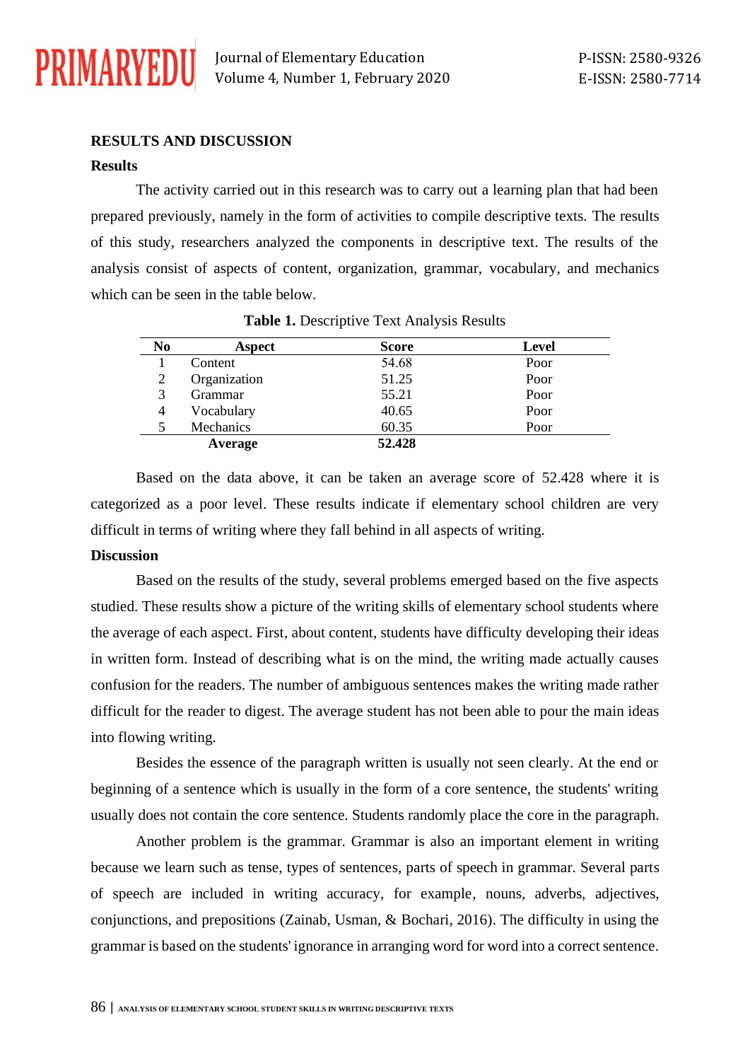## RESULTS AND DISCUSSION

### Results

The activity carried out in this research was to carry out a learning plan that had been prepared previously, namely in the form of activities to compile descriptive texts. The results of this study, researchers analyzed the components in descriptive text. The results of the analysis consist of aspects of content, organization, grammar, vocabulary, and mechanics which can be seen in the table below.

**Table 1.** Descriptive Text Analysis Results

| No | Aspect | Score | Level |
|---|---|---|---|
| 1 | Content | 54.68 | Poor |
| 2 | Organization | 51.25 | Poor |
| 3 | Grammar | 55.21 | Poor |
| 4 | Vocabulary | 40.65 | Poor |
| 5 | Mechanics | 60.35 | Poor |
| | **Average** | **52.428** | |

Based on the data above, it can be taken an average score of 52.428 where it is categorized as a poor level. These results indicate if elementary school children are very difficult in terms of writing where they fall behind in all aspects of writing.

### Discussion

Based on the results of the study, several problems emerged based on the five aspects studied. These results show a picture of the writing skills of elementary school students where the average of each aspect. First, about content, students have difficulty developing their ideas in written form. Instead of describing what is on the mind, the writing made actually causes confusion for the readers. The number of ambiguous sentences makes the writing made rather difficult for the reader to digest. The average student has not been able to pour the main ideas into flowing writing.

Besides the essence of the paragraph written is usually not seen clearly. At the end or beginning of a sentence which is usually in the form of a core sentence, the students' writing usually does not contain the core sentence. Students randomly place the core in the paragraph.

Another problem is the grammar. Grammar is also an important element in writing because we learn such as tense, types of sentences, parts of speech in grammar. Several parts of speech are included in writing accuracy, for example, nouns, adverbs, adjectives, conjunctions, and prepositions (Zainab, Usman, & Bochari, 2016). The difficulty in using the grammar is based on the students' ignorance in arranging word for word into a correct sentence.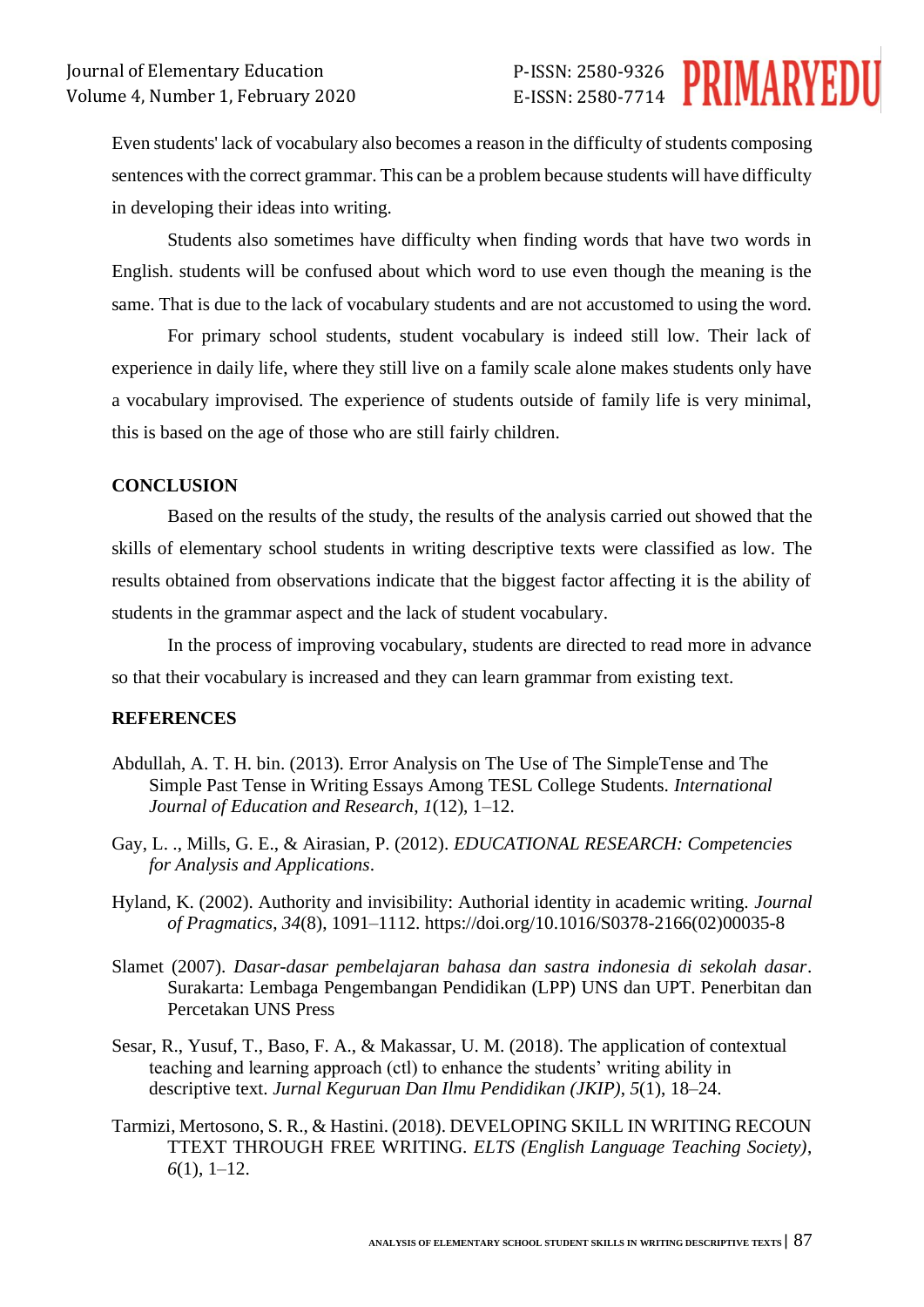Even students' lack of vocabulary also becomes a reason in the difficulty of students composing sentences with the correct grammar. This can be a problem because students will have difficulty in developing their ideas into writing.

Students also sometimes have difficulty when finding words that have two words in English. students will be confused about which word to use even though the meaning is the same. That is due to the lack of vocabulary students and are not accustomed to using the word.

For primary school students, student vocabulary is indeed still low. Their lack of experience in daily life, where they still live on a family scale alone makes students only have a vocabulary improvised. The experience of students outside of family life is very minimal, this is based on the age of those who are still fairly children.

## CONCLUSION

Based on the results of the study, the results of the analysis carried out showed that the skills of elementary school students in writing descriptive texts were classified as low. The results obtained from observations indicate that the biggest factor affecting it is the ability of students in the grammar aspect and the lack of student vocabulary.

In the process of improving vocabulary, students are directed to read more in advance so that their vocabulary is increased and they can learn grammar from existing text.

## REFERENCES

Abdullah, A. T. H. bin. (2013). Error Analysis on The Use of The SimpleTense and The Simple Past Tense in Writing Essays Among TESL College Students. *International Journal of Education and Research*, *1*(12), 1–12.

Gay, L. ., Mills, G. E., & Airasian, P. (2012). *EDUCATIONAL RESEARCH: Competencies for Analysis and Applications*.

Hyland, K. (2002). Authority and invisibility: Authorial identity in academic writing. *Journal of Pragmatics*, *34*(8), 1091–1112. https://doi.org/10.1016/S0378-2166(02)00035-8

Slamet (2007). *Dasar-dasar pembelajaran bahasa dan sastra indonesia di sekolah dasar*. Surakarta: Lembaga Pengembangan Pendidikan (LPP) UNS dan UPT. Penerbitan dan Percetakan UNS Press

Sesar, R., Yusuf, T., Baso, F. A., & Makassar, U. M. (2018). The application of contextual teaching and learning approach (ctl) to enhance the students' writing ability in descriptive text. *Jurnal Keguruan Dan Ilmu Pendidikan (JKIP)*, *5*(1), 18–24.

Tarmizi, Mertosono, S. R., & Hastini. (2018). DEVELOPING SKILL IN WRITING RECOUN TTEXT THROUGH FREE WRITING. *ELTS (English Language Teaching Society)*, *6*(1), 1–12.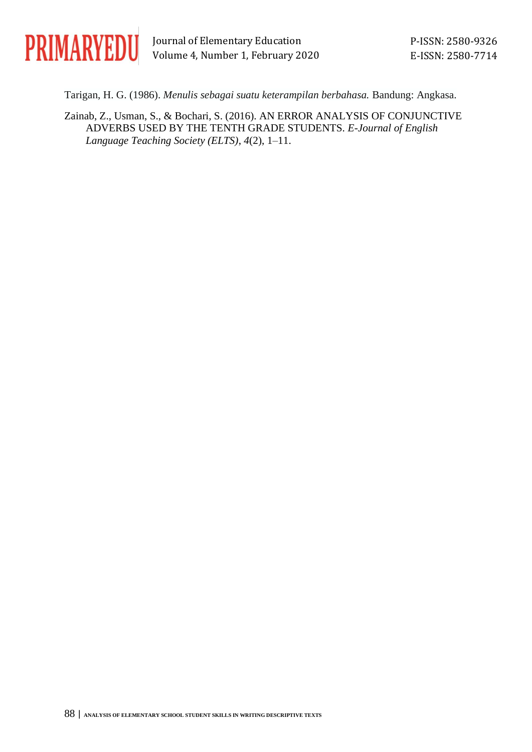Tarigan, H. G. (1986). *Menulis sebagai suatu keterampilan berbahasa.* Bandung: Angkasa.

Zainab, Z., Usman, S., & Bochari, S. (2016). AN ERROR ANALYSIS OF CONJUNCTIVE ADVERBS USED BY THE TENTH GRADE STUDENTS. *E-Journal of English Language Teaching Society (ELTS)*, *4*(2), 1–11.